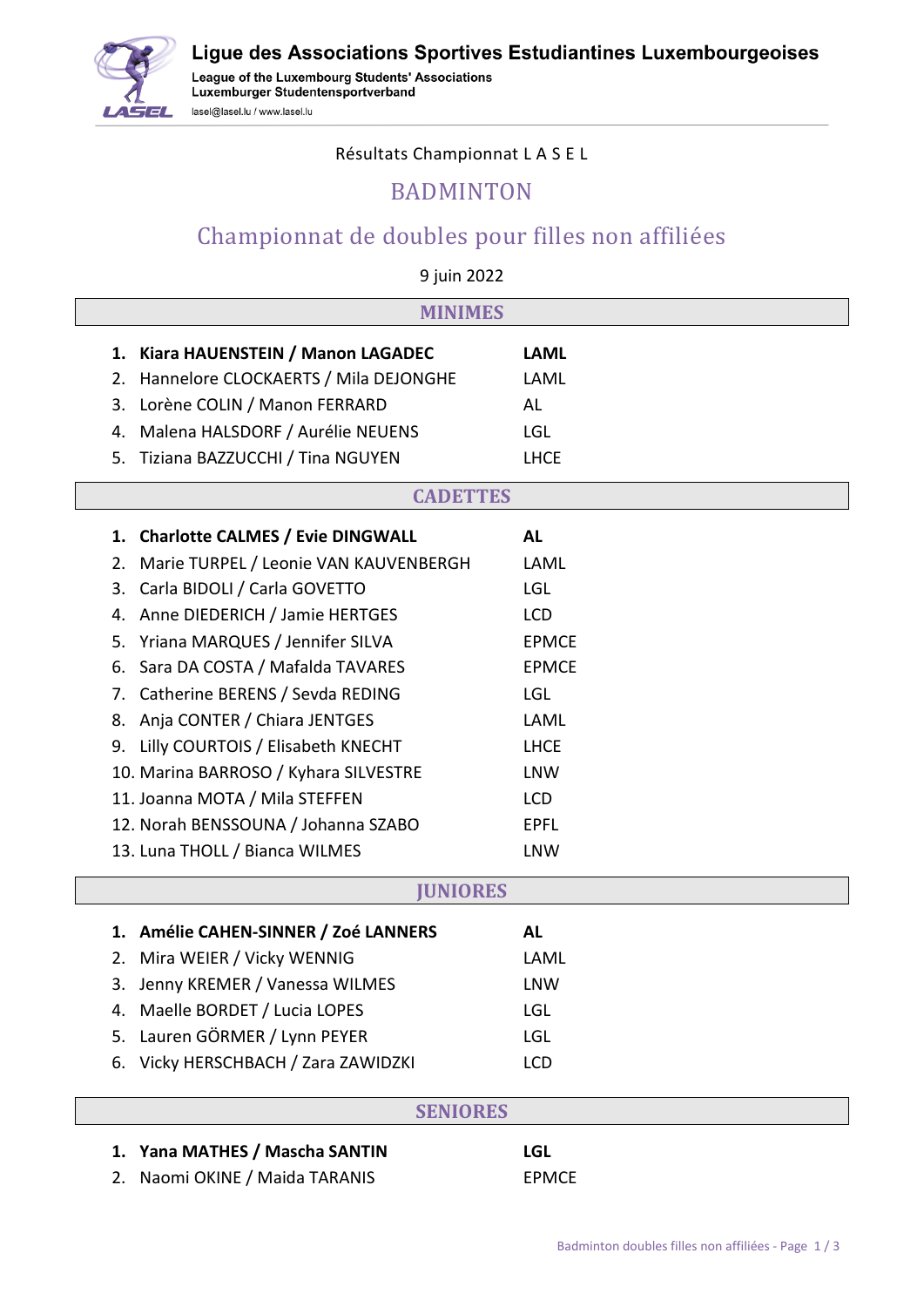# Ligue des Associations Sportives Estudiantines Luxembourgeoises

League of the Luxembourg Students' Associations
Luxemburger Studentensportverband
lasel@lasel.lu / www.lasel.lu

Résultats Championnat L A S E L

## BADMINTON

## Championnat de doubles pour filles non affiliées

9 juin 2022

### MINIMES

1. **Kiara HAUENSTEIN / Manon LAGADEC** — **LAML**
2. Hannelore CLOCKAERTS / Mila DEJONGHE — LAML
3. Lorène COLIN / Manon FERRARD — AL
4. Malena HALSDORF / Aurélie NEUENS — LGL
5. Tiziana BAZZUCCHI / Tina NGUYEN — LHCE

### CADETTES

1. **Charlotte CALMES / Evie DINGWALL** — **AL**
2. Marie TURPEL / Leonie VAN KAUVENBERGH — LAML
3. Carla BIDOLI / Carla GOVETTO — LGL
4. Anne DIEDERICH / Jamie HERTGES — LCD
5. Yriana MARQUES / Jennifer SILVA — EPMCE
6. Sara DA COSTA / Mafalda TAVARES — EPMCE
7. Catherine BERENS / Sevda REDING — LGL
8. Anja CONTER / Chiara JENTGES — LAML
9. Lilly COURTOIS / Elisabeth KNECHT — LHCE
10. Marina BARROSO / Kyhara SILVESTRE — LNW
11. Joanna MOTA / Mila STEFFEN — LCD
12. Norah BENSSOUNA / Johanna SZABO — EPFL
13. Luna THOLL / Bianca WILMES — LNW

### JUNIORES

1. **Amélie CAHEN-SINNER / Zoé LANNERS** — **AL**
2. Mira WEIER / Vicky WENNIG — LAML
3. Jenny KREMER / Vanessa WILMES — LNW
4. Maelle BORDET / Lucia LOPES — LGL
5. Lauren GÖRMER / Lynn PEYER — LGL
6. Vicky HERSCHBACH / Zara ZAWIDZKI — LCD

### SENIORES

1. **Yana MATHES / Mascha SANTIN** — **LGL**
2. Naomi OKINE / Maida TARANIS — EPMCE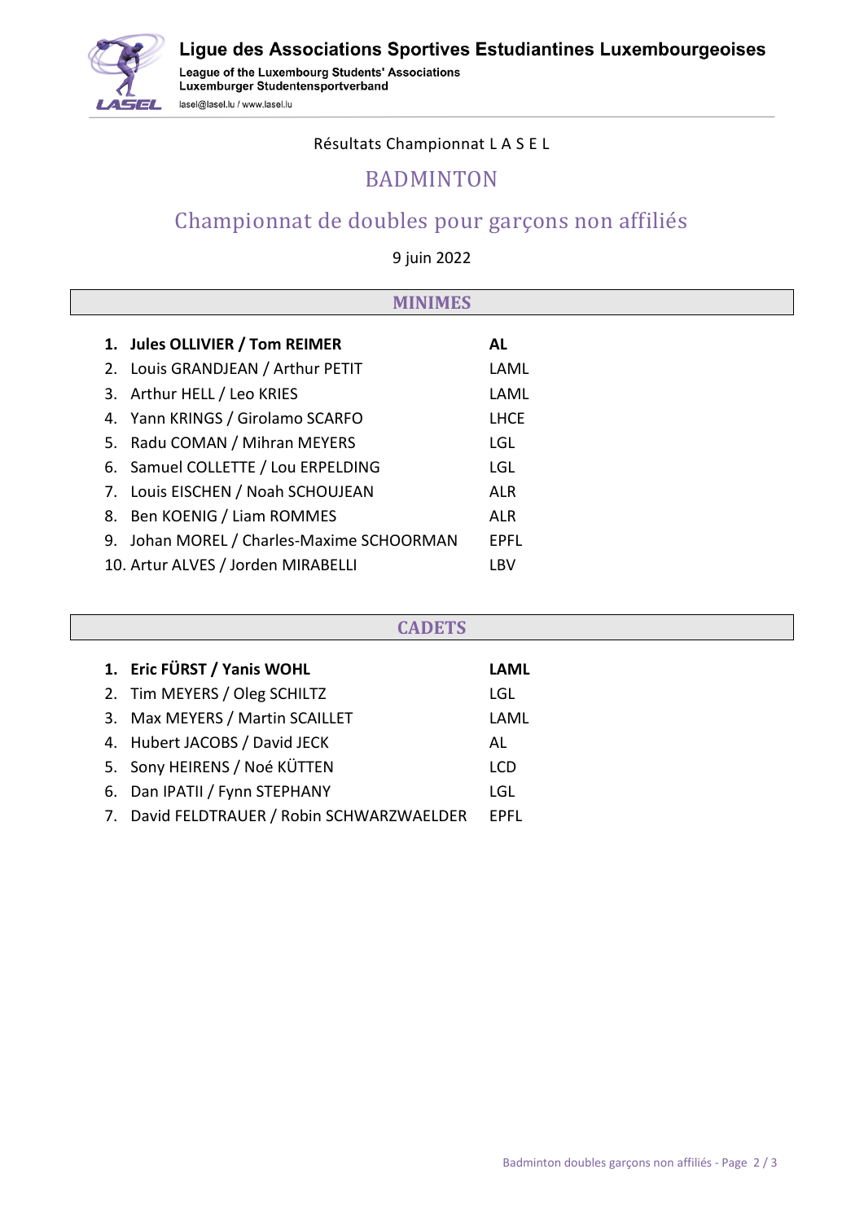Ligue des Associations Sportives Estudiantines Luxembourgeoises

League of the Luxembourg Students' Associations
Luxemburger Studentensportverband

lasel@lasel.lu / www.lasel.lu

Résultats Championnat L A S E L

# BADMINTON

## Championnat de doubles pour garçons non affiliés

9 juin 2022

### MINIMES

| | | |
|---|---|---|
| **1.** | **Jules OLLIVIER / Tom REIMER** | **AL** |
| 2. | Louis GRANDJEAN / Arthur PETIT | LAML |
| 3. | Arthur HELL / Leo KRIES | LAML |
| 4. | Yann KRINGS / Girolamo SCARFO | LHCE |
| 5. | Radu COMAN / Mihran MEYERS | LGL |
| 6. | Samuel COLLETTE / Lou ERPELDING | LGL |
| 7. | Louis EISCHEN / Noah SCHOUJEAN | ALR |
| 8. | Ben KOENIG / Liam ROMMES | ALR |
| 9. | Johan MOREL / Charles-Maxime SCHOORMAN | EPFL |
| 10. | Artur ALVES / Jorden MIRABELLI | LBV |

### CADETS

| | | |
|---|---|---|
| **1.** | **Eric FÜRST / Yanis WOHL** | **LAML** |
| 2. | Tim MEYERS / Oleg SCHILTZ | LGL |
| 3. | Max MEYERS / Martin SCAILLET | LAML |
| 4. | Hubert JACOBS / David JECK | AL |
| 5. | Sony HEIRENS / Noé KÜTTEN | LCD |
| 6. | Dan IPATII / Fynn STEPHANY | LGL |
| 7. | David FELDTRAUER / Robin SCHWARZWAELDER | EPFL |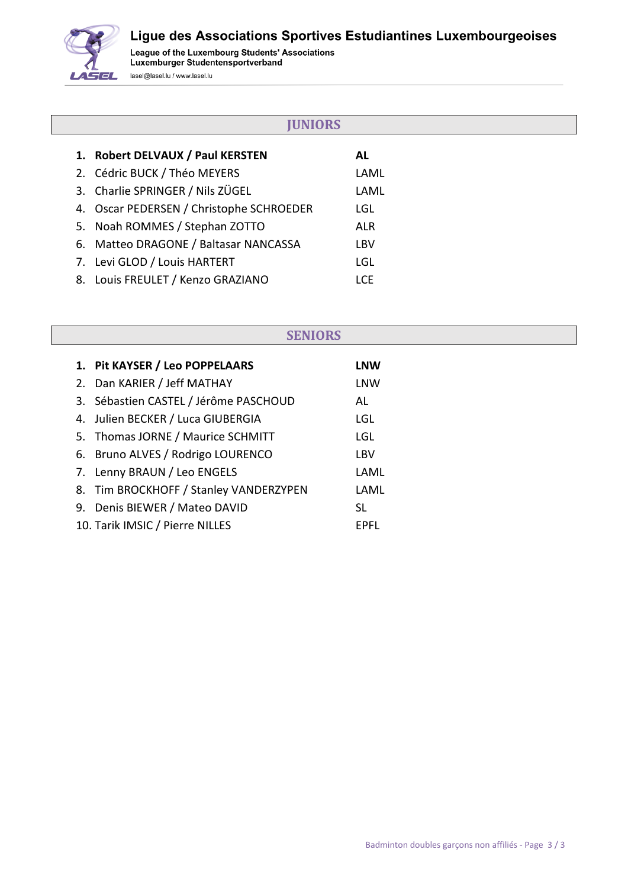# Ligue des Associations Sportives Estudiantines Luxembourgeoises

League of the Luxembourg Students' Associations
Luxemburger Studentensportverband
lasel@lasel.lu / www.lasel.lu

## JUNIORS

| | | |
|---|---|---|
| **1.** | **Robert DELVAUX / Paul KERSTEN** | **AL** |
| 2. | Cédric BUCK / Théo MEYERS | LAML |
| 3. | Charlie SPRINGER / Nils ZÜGEL | LAML |
| 4. | Oscar PEDERSEN / Christophe SCHROEDER | LGL |
| 5. | Noah ROMMES / Stephan ZOTTO | ALR |
| 6. | Matteo DRAGONE / Baltasar NANCASSA | LBV |
| 7. | Levi GLOD / Louis HARTERT | LGL |
| 8. | Louis FREULET / Kenzo GRAZIANO | LCE |

## SENIORS

| | | |
|---|---|---|
| **1.** | **Pit KAYSER / Leo POPPELAARS** | **LNW** |
| 2. | Dan KARIER / Jeff MATHAY | LNW |
| 3. | Sébastien CASTEL / Jérôme PASCHOUD | AL |
| 4. | Julien BECKER / Luca GIUBERGIA | LGL |
| 5. | Thomas JORNE / Maurice SCHMITT | LGL |
| 6. | Bruno ALVES / Rodrigo LOURENCO | LBV |
| 7. | Lenny BRAUN / Leo ENGELS | LAML |
| 8. | Tim BROCKHOFF / Stanley VANDERZYPEN | LAML |
| 9. | Denis BIEWER / Mateo DAVID | SL |
| 10. | Tarik IMSIC / Pierre NILLES | EPFL |